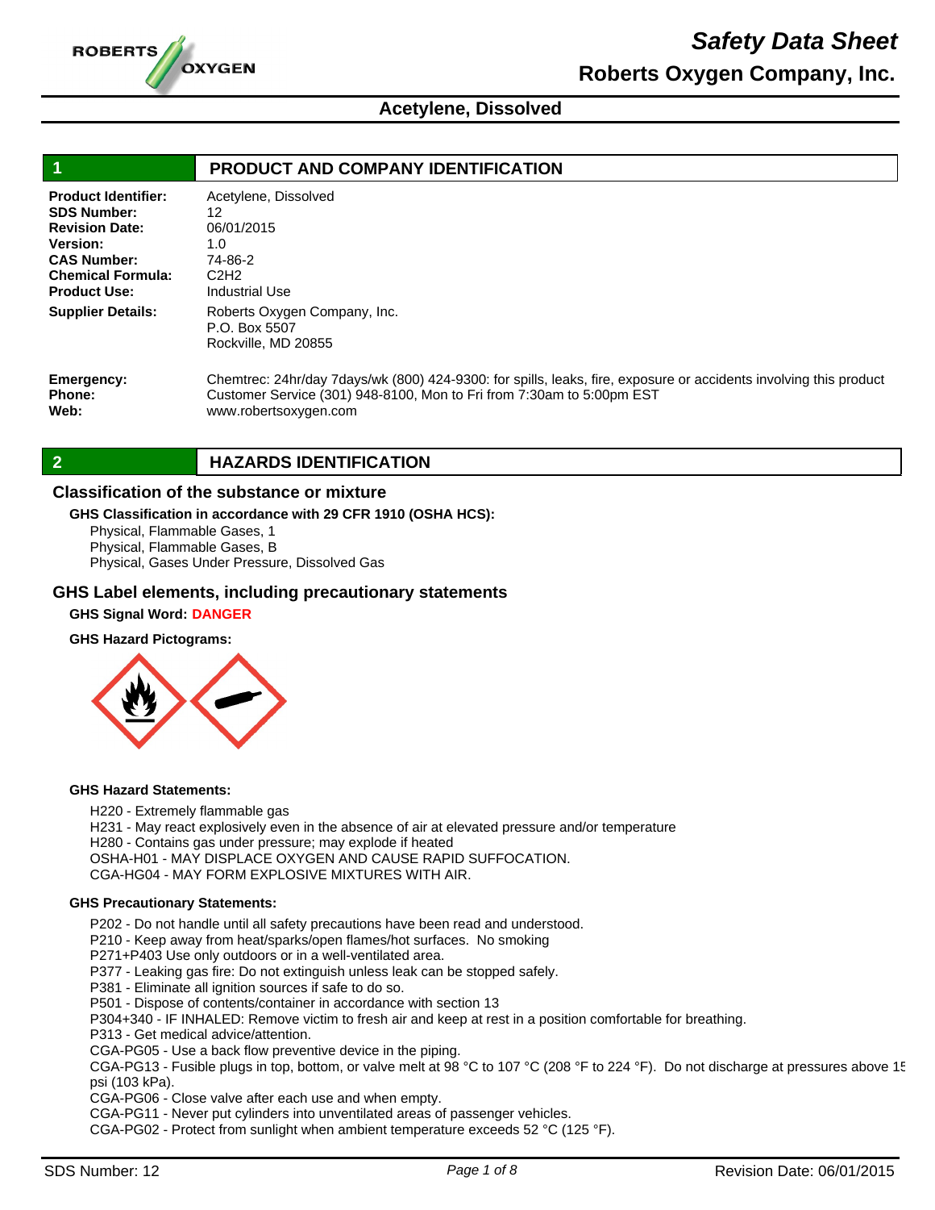# Safety Data Sheet

## Roberts Oxygen Company, Inc.

## Acetylene, Dissolved

## 1 PRODUCT AND COMPANY IDENTIFICATION

**Product Identifier:** Acetylene, Dissolved
**SDS Number:** 12
**Revision Date:** 06/01/2015
**Version:** 1.0
**CAS Number:** 74-86-2
**Chemical Formula:** $C_2H_2$
**Product Use:** Industrial Use

**Supplier Details:** Roberts Oxygen Company, Inc.
P.O. Box 5507
Rockville, MD 20855

**Emergency:** Chemtrec: 24hr/day 7days/wk (800) 424-9300: for spills, leaks, fire, exposure or accidents involving this product
**Phone:** Customer Service (301) 948-8100, Mon to Fri from 7:30am to 5:00pm EST
**Web:** www.robertsoxygen.com

## 2 HAZARDS IDENTIFICATION

### Classification of the substance or mixture

**GHS Classification in accordance with 29 CFR 1910 (OSHA HCS):**

Physical, Flammable Gases, 1
Physical, Flammable Gases, B
Physical, Gases Under Pressure, Dissolved Gas

### GHS Label elements, including precautionary statements

**GHS Signal Word:** **DANGER**

**GHS Hazard Pictograms:**

**GHS Hazard Statements:**

H220 - Extremely flammable gas
H231 - May react explosively even in the absence of air at elevated pressure and/or temperature
H280 - Contains gas under pressure; may explode if heated
OSHA-H01 - MAY DISPLACE OXYGEN AND CAUSE RAPID SUFFOCATION.
CGA-HG04 - MAY FORM EXPLOSIVE MIXTURES WITH AIR.

**GHS Precautionary Statements:**

P202 - Do not handle until all safety precautions have been read and understood.
P210 - Keep away from heat/sparks/open flames/hot surfaces. No smoking
P271+P403 Use only outdoors or in a well-ventilated area.
P377 - Leaking gas fire: Do not extinguish unless leak can be stopped safely.
P381 - Eliminate all ignition sources if safe to do so.
P501 - Dispose of contents/container in accordance with section 13
P304+340 - IF INHALED: Remove victim to fresh air and keep at rest in a position comfortable for breathing.
P313 - Get medical advice/attention.
CGA-PG05 - Use a back flow preventive device in the piping.
CGA-PG13 - Fusible plugs in top, bottom, or valve melt at 98 °C to 107 °C (208 °F to 224 °F). Do not discharge at pressures above 15 psi (103 kPa).
CGA-PG06 - Close valve after each use and when empty.
CGA-PG11 - Never put cylinders into unventilated areas of passenger vehicles.
CGA-PG02 - Protect from sunlight when ambient temperature exceeds 52 °C (125 °F).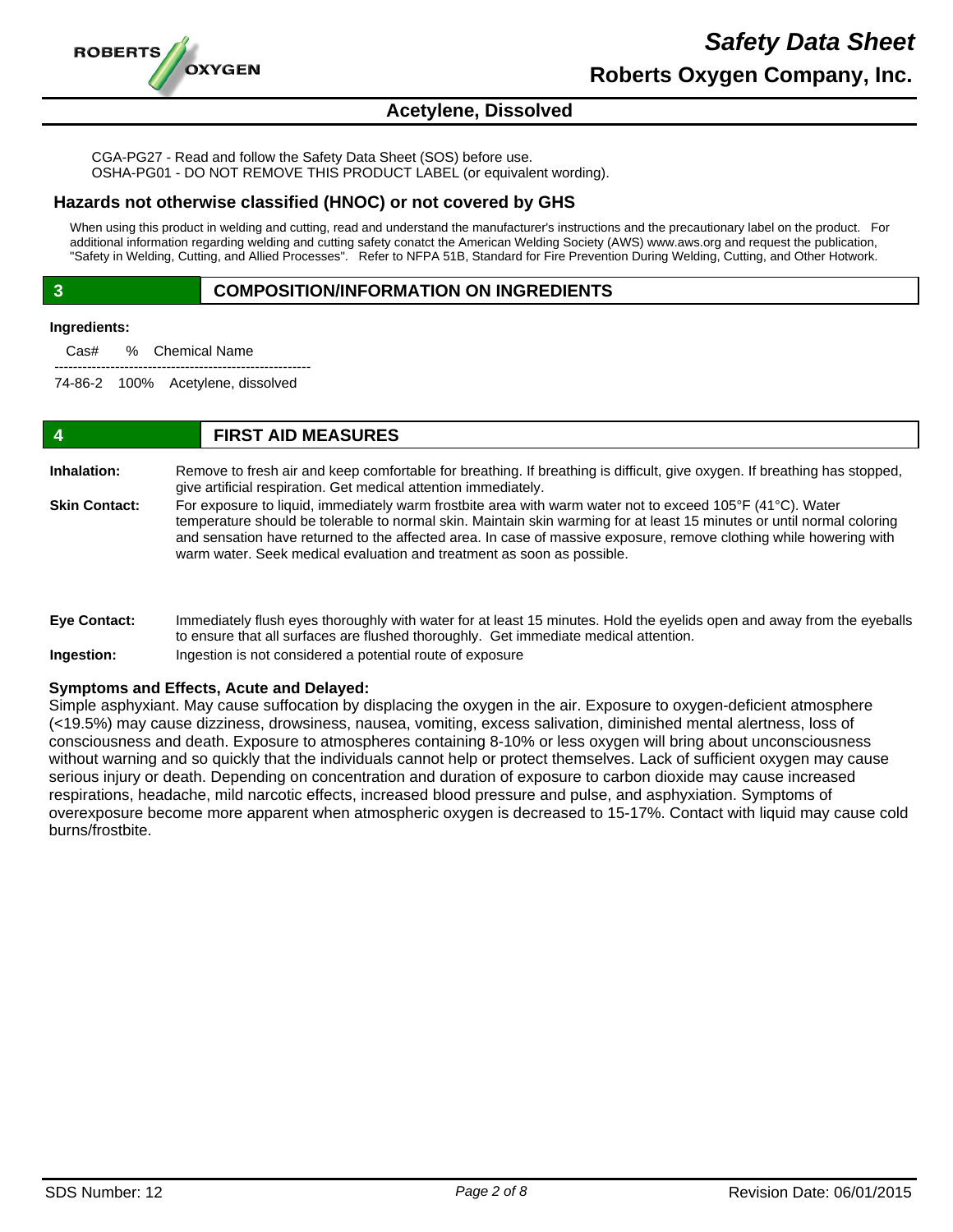CGA-PG27 - Read and follow the Safety Data Sheet (SOS) before use.
OSHA-PG01 - DO NOT REMOVE THIS PRODUCT LABEL (or equivalent wording).

### Hazards not otherwise classified (HNOC) or not covered by GHS

When using this product in welding and cutting, read and understand the manufacturer's instructions and the precautionary label on the product. For additional information regarding welding and cutting safety conatct the American Welding Society (AWS) www.aws.org and request the publication, "Safety in Welding, Cutting, and Allied Processes". Refer to NFPA 51B, Standard for Fire Prevention During Welding, Cutting, and Other Hotwork.

## 3 COMPOSITION/INFORMATION ON INGREDIENTS

**Ingredients:**

| Cas# | % | Chemical Name |
|---|---|---|
| 74-86-2 | 100% | Acetylene, dissolved |

## 4 FIRST AID MEASURES

**Inhalation:** Remove to fresh air and keep comfortable for breathing. If breathing is difficult, give oxygen. If breathing has stopped, give artificial respiration. Get medical attention immediately.

**Skin Contact:** For exposure to liquid, immediately warm frostbite area with warm water not to exceed 105°F (41°C). Water temperature should be tolerable to normal skin. Maintain skin warming for at least 15 minutes or until normal coloring and sensation have returned to the affected area. In case of massive exposure, remove clothing while howering with warm water. Seek medical evaluation and treatment as soon as possible.

**Eye Contact:** Immediately flush eyes thoroughly with water for at least 15 minutes. Hold the eyelids open and away from the eyeballs to ensure that all surfaces are flushed thoroughly. Get immediate medical attention.

**Ingestion:** Ingestion is not considered a potential route of exposure

**Symptoms and Effects, Acute and Delayed:**
Simple asphyxiant. May cause suffocation by displacing the oxygen in the air. Exposure to oxygen-deficient atmosphere (<19.5%) may cause dizziness, drowsiness, nausea, vomiting, excess salivation, diminished mental alertness, loss of consciousness and death. Exposure to atmospheres containing 8-10% or less oxygen will bring about unconsciousness without warning and so quickly that the individuals cannot help or protect themselves. Lack of sufficient oxygen may cause serious injury or death. Depending on concentration and duration of exposure to carbon dioxide may cause increased respirations, headache, mild narcotic effects, increased blood pressure and pulse, and asphyxiation. Symptoms of overexposure become more apparent when atmospheric oxygen is decreased to 15-17%. Contact with liquid may cause cold burns/frostbite.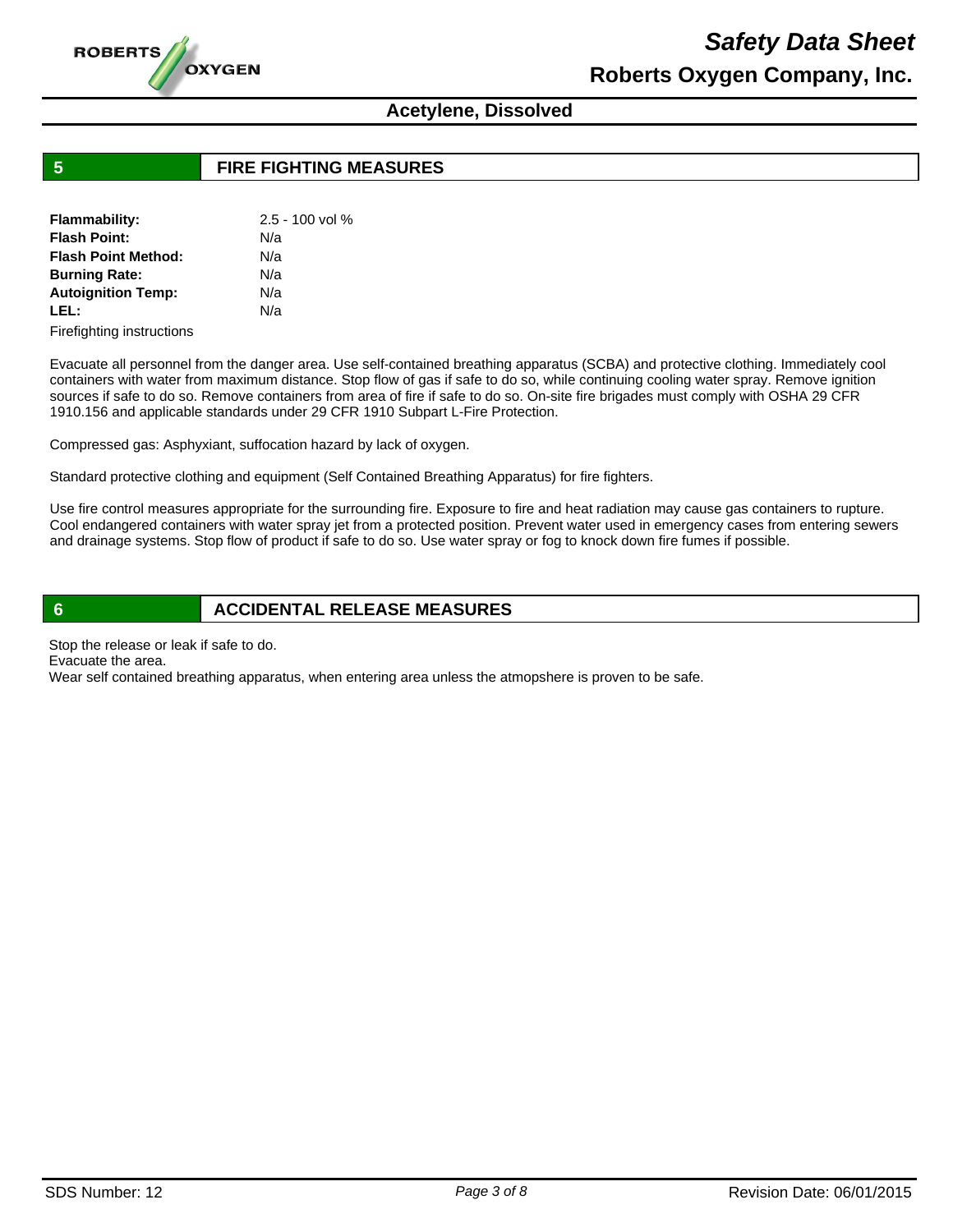## 5 FIRE FIGHTING MEASURES

| | |
|---|---|
| **Flammability:** | 2.5 - 100 vol % |
| **Flash Point:** | N/a |
| **Flash Point Method:** | N/a |
| **Burning Rate:** | N/a |
| **Autoignition Temp:** | N/a |
| **LEL:** | N/a |

Firefighting instructions

Evacuate all personnel from the danger area. Use self-contained breathing apparatus (SCBA) and protective clothing. Immediately cool containers with water from maximum distance. Stop flow of gas if safe to do so, while continuing cooling water spray. Remove ignition sources if safe to do so. Remove containers from area of fire if safe to do so. On-site fire brigades must comply with OSHA 29 CFR 1910.156 and applicable standards under 29 CFR 1910 Subpart L-Fire Protection.

Compressed gas: Asphyxiant, suffocation hazard by lack of oxygen.

Standard protective clothing and equipment (Self Contained Breathing Apparatus) for fire fighters.

Use fire control measures appropriate for the surrounding fire. Exposure to fire and heat radiation may cause gas containers to rupture. Cool endangered containers with water spray jet from a protected position. Prevent water used in emergency cases from entering sewers and drainage systems. Stop flow of product if safe to do so. Use water spray or fog to knock down fire fumes if possible.

## 6 ACCIDENTAL RELEASE MEASURES

Stop the release or leak if safe to do.
Evacuate the area.
Wear self contained breathing apparatus, when entering area unless the atmopshere is proven to be safe.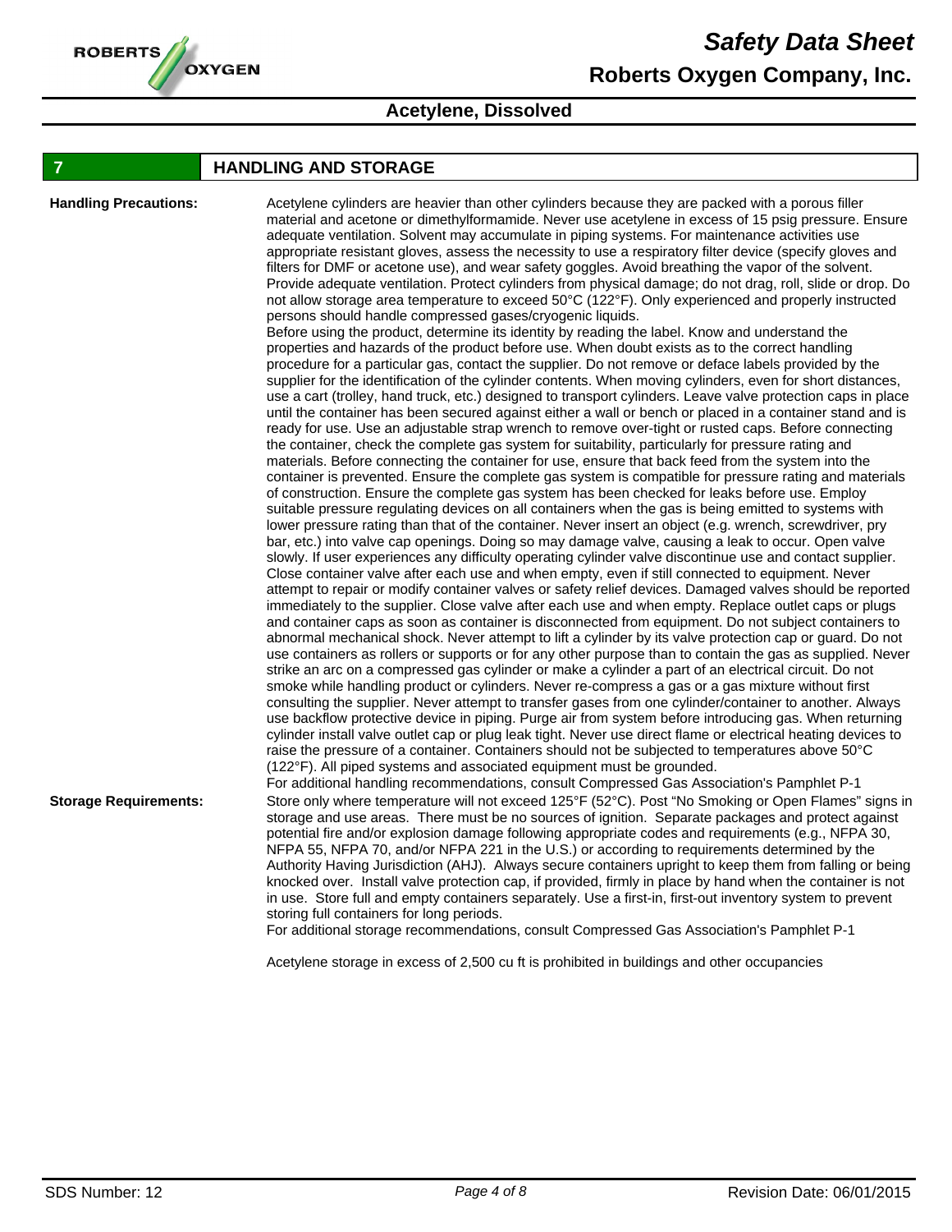## 7 HANDLING AND STORAGE

**Handling Precautions:** Acetylene cylinders are heavier than other cylinders because they are packed with a porous filler material and acetone or dimethylformamide. Never use acetylene in excess of 15 psig pressure. Ensure adequate ventilation. Solvent may accumulate in piping systems. For maintenance activities use appropriate resistant gloves, assess the necessity to use a respiratory filter device (specify gloves and filters for DMF or acetone use), and wear safety goggles. Avoid breathing the vapor of the solvent. Provide adequate ventilation. Protect cylinders from physical damage; do not drag, roll, slide or drop. Do not allow storage area temperature to exceed 50°C (122°F). Only experienced and properly instructed persons should handle compressed gases/cryogenic liquids.

Before using the product, determine its identity by reading the label. Know and understand the properties and hazards of the product before use. When doubt exists as to the correct handling procedure for a particular gas, contact the supplier. Do not remove or deface labels provided by the supplier for the identification of the cylinder contents. When moving cylinders, even for short distances, use a cart (trolley, hand truck, etc.) designed to transport cylinders. Leave valve protection caps in place until the container has been secured against either a wall or bench or placed in a container stand and is ready for use. Use an adjustable strap wrench to remove over-tight or rusted caps. Before connecting the container, check the complete gas system for suitability, particularly for pressure rating and materials. Before connecting the container for use, ensure that back feed from the system into the container is prevented. Ensure the complete gas system is compatible for pressure rating and materials of construction. Ensure the complete gas system has been checked for leaks before use. Employ suitable pressure regulating devices on all containers when the gas is being emitted to systems with lower pressure rating than that of the container. Never insert an object (e.g. wrench, screwdriver, pry bar, etc.) into valve cap openings. Doing so may damage valve, causing a leak to occur. Open valve slowly. If user experiences any difficulty operating cylinder valve discontinue use and contact supplier. Close container valve after each use and when empty, even if still connected to equipment. Never attempt to repair or modify container valves or safety relief devices. Damaged valves should be reported immediately to the supplier. Close valve after each use and when empty. Replace outlet caps or plugs and container caps as soon as container is disconnected from equipment. Do not subject containers to abnormal mechanical shock. Never attempt to lift a cylinder by its valve protection cap or guard. Do not use containers as rollers or supports or for any other purpose than to contain the gas as supplied. Never strike an arc on a compressed gas cylinder or make a cylinder a part of an electrical circuit. Do not smoke while handling product or cylinders. Never re-compress a gas or a gas mixture without first consulting the supplier. Never attempt to transfer gases from one cylinder/container to another. Always use backflow protective device in piping. Purge air from system before introducing gas. When returning cylinder install valve outlet cap or plug leak tight. Never use direct flame or electrical heating devices to raise the pressure of a container. Containers should not be subjected to temperatures above 50°C (122°F). All piped systems and associated equipment must be grounded.

For additional handling recommendations, consult Compressed Gas Association's Pamphlet P-1

**Storage Requirements:** Store only where temperature will not exceed 125°F (52°C). Post "No Smoking or Open Flames" signs in storage and use areas. There must be no sources of ignition. Separate packages and protect against potential fire and/or explosion damage following appropriate codes and requirements (e.g., NFPA 30, NFPA 55, NFPA 70, and/or NFPA 221 in the U.S.) or according to requirements determined by the Authority Having Jurisdiction (AHJ). Always secure containers upright to keep them from falling or being knocked over. Install valve protection cap, if provided, firmly in place by hand when the container is not in use. Store full and empty containers separately. Use a first-in, first-out inventory system to prevent storing full containers for long periods.

For additional storage recommendations, consult Compressed Gas Association's Pamphlet P-1

Acetylene storage in excess of 2,500 cu ft is prohibited in buildings and other occupancies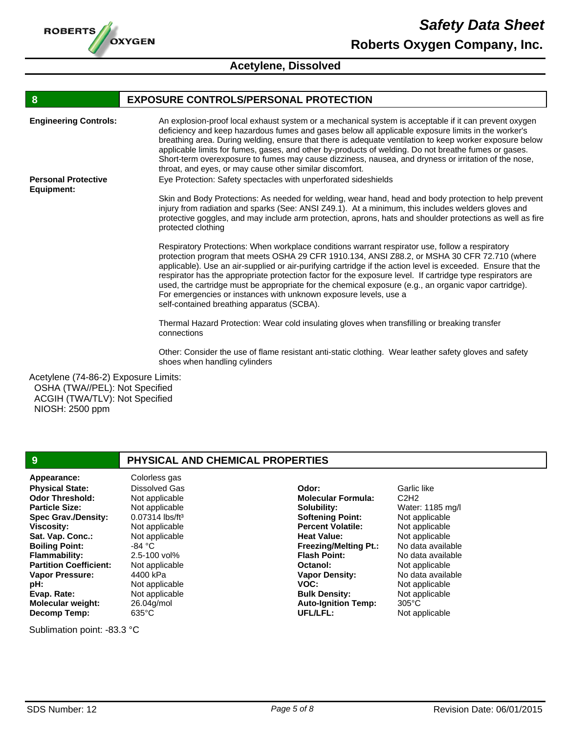# Safety Data Sheet

## Roberts Oxygen Company, Inc.

## Acetylene, Dissolved

## 8 EXPOSURE CONTROLS/PERSONAL PROTECTION

**Engineering Controls:** An explosion-proof local exhaust system or a mechanical system is acceptable if it can prevent oxygen deficiency and keep hazardous fumes and gases below all applicable exposure limits in the worker's breathing area. During welding, ensure that there is adequate ventilation to keep worker exposure below applicable limits for fumes, gases, and other by-products of welding. Do not breathe fumes or gases. Short-term overexposure to fumes may cause dizziness, nausea, and dryness or irritation of the nose, throat, and eyes, or may cause other similar discomfort.

**Personal Protective Equipment:** Eye Protection: Safety spectacles with unperforated sideshields

Skin and Body Protections: As needed for welding, wear hand, head and body protection to help prevent injury from radiation and sparks (See: ANSI Z49.1). At a minimum, this includes welders gloves and protective goggles, and may include arm protection, aprons, hats and shoulder protections as well as fire protected clothing

Respiratory Protections: When workplace conditions warrant respirator use, follow a respiratory protection program that meets OSHA 29 CFR 1910.134, ANSI Z88.2, or MSHA 30 CFR 72.710 (where applicable). Use an air-supplied or air-purifying cartridge if the action level is exceeded. Ensure that the respirator has the appropriate protection factor for the exposure level. If cartridge type respirators are used, the cartridge must be appropriate for the chemical exposure (e.g., an organic vapor cartridge). For emergencies or instances with unknown exposure levels, use a self-contained breathing apparatus (SCBA).

Thermal Hazard Protection: Wear cold insulating gloves when transfilling or breaking transfer connections

Other: Consider the use of flame resistant anti-static clothing. Wear leather safety gloves and safety shoes when handling cylinders

Acetylene (74-86-2) Exposure Limits:
OSHA (TWA//PEL): Not Specified
ACGIH (TWA/TLV): Not Specified
NIOSH: 2500 ppm

## 9 PHYSICAL AND CHEMICAL PROPERTIES

| Property | Value | Property | Value |
|---|---|---|---|
| **Appearance:** | Colorless gas | | |
| **Physical State:** | Dissolved Gas | **Odor:** | Garlic like |
| **Odor Threshold:** | Not applicable | **Molecular Formula:** | $C_2H_2$ |
| **Particle Size:** | Not applicable | **Solubility:** | Water: 1185 mg/l |
| **Spec Grav./Density:** | 0.07314 lbs/ft³ | **Softening Point:** | Not applicable |
| **Viscosity:** | Not applicable | **Percent Volatile:** | Not applicable |
| **Sat. Vap. Conc.:** | Not applicable | **Heat Value:** | Not applicable |
| **Boiling Point:** | -84 °C | **Freezing/Melting Pt.:** | No data available |
| **Flammability:** | 2.5-100 vol% | **Flash Point:** | No data available |
| **Partition Coefficient:** | Not applicable | **Octanol:** | Not applicable |
| **Vapor Pressure:** | 4400 kPa | **Vapor Density:** | No data available |
| **pH:** | Not applicable | **VOC:** | Not applicable |
| **Evap. Rate:** | Not applicable | **Bulk Density:** | Not applicable |
| **Molecular weight:** | 26.04g/mol | **Auto-Ignition Temp:** | 305°C |
| **Decomp Temp:** | 635°C | **UFL/LFL:** | Not applicable |

Sublimation point: -83.3 °C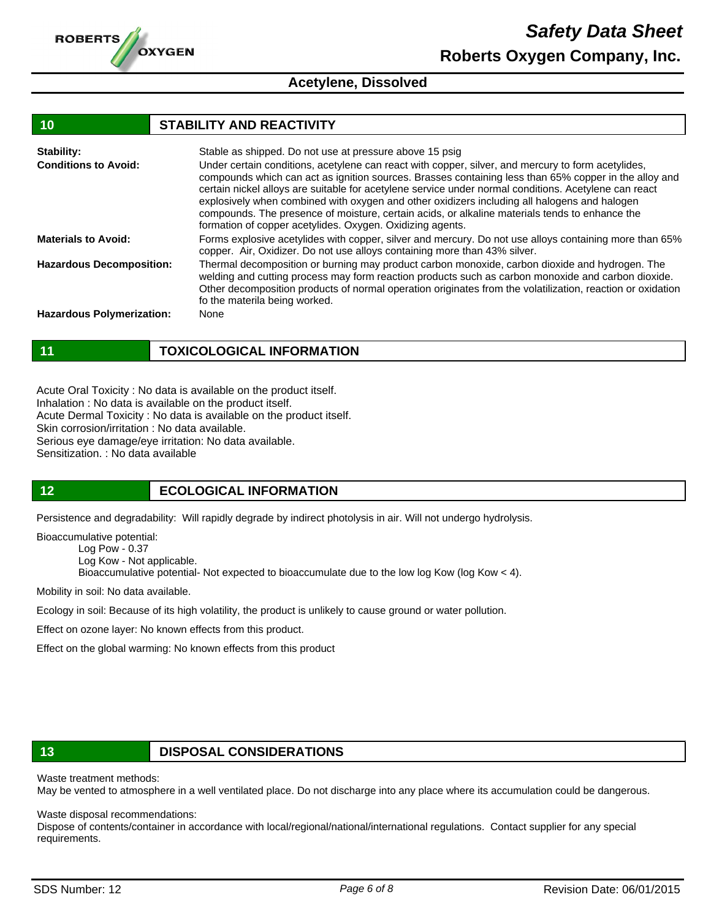## 10 STABILITY AND REACTIVITY

**Stability:** Stable as shipped. Do not use at pressure above 15 psig

**Conditions to Avoid:** Under certain conditions, acetylene can react with copper, silver, and mercury to form acetylides, compounds which can act as ignition sources. Brasses containing less than 65% copper in the alloy and certain nickel alloys are suitable for acetylene service under normal conditions. Acetylene can react explosively when combined with oxygen and other oxidizers including all halogens and halogen compounds. The presence of moisture, certain acids, or alkaline materials tends to enhance the formation of copper acetylides. Oxygen. Oxidizing agents.

**Materials to Avoid:** Forms explosive acetylides with copper, silver and mercury. Do not use alloys containing more than 65% copper. Air, Oxidizer. Do not use alloys containing more than 43% silver.

**Hazardous Decomposition:** Thermal decomposition or burning may product carbon monoxide, carbon dioxide and hydrogen. The welding and cutting process may form reaction products such as carbon monoxide and carbon dioxide. Other decomposition products of normal operation originates from the volatilization, reaction or oxidation fo the materila being worked.

**Hazardous Polymerization:** None

## 11 TOXICOLOGICAL INFORMATION

Acute Oral Toxicity : No data is available on the product itself.
Inhalation : No data is available on the product itself.
Acute Dermal Toxicity : No data is available on the product itself.
Skin corrosion/irritation : No data available.
Serious eye damage/eye irritation: No data available.
Sensitization. : No data available

## 12 ECOLOGICAL INFORMATION

Persistence and degradability: Will rapidly degrade by indirect photolysis in air. Will not undergo hydrolysis.

Bioaccumulative potential:

- Log Pow - 0.37
- Log Kow - Not applicable.
- Bioaccumulative potential- Not expected to bioaccumulate due to the low log Kow (log Kow < 4).

Mobility in soil: No data available.

Ecology in soil: Because of its high volatility, the product is unlikely to cause ground or water pollution.

Effect on ozone layer: No known effects from this product.

Effect on the global warming: No known effects from this product

## 13 DISPOSAL CONSIDERATIONS

Waste treatment methods:
May be vented to atmosphere in a well ventilated place. Do not discharge into any place where its accumulation could be dangerous.

Waste disposal recommendations:
Dispose of contents/container in accordance with local/regional/national/international regulations. Contact supplier for any special requirements.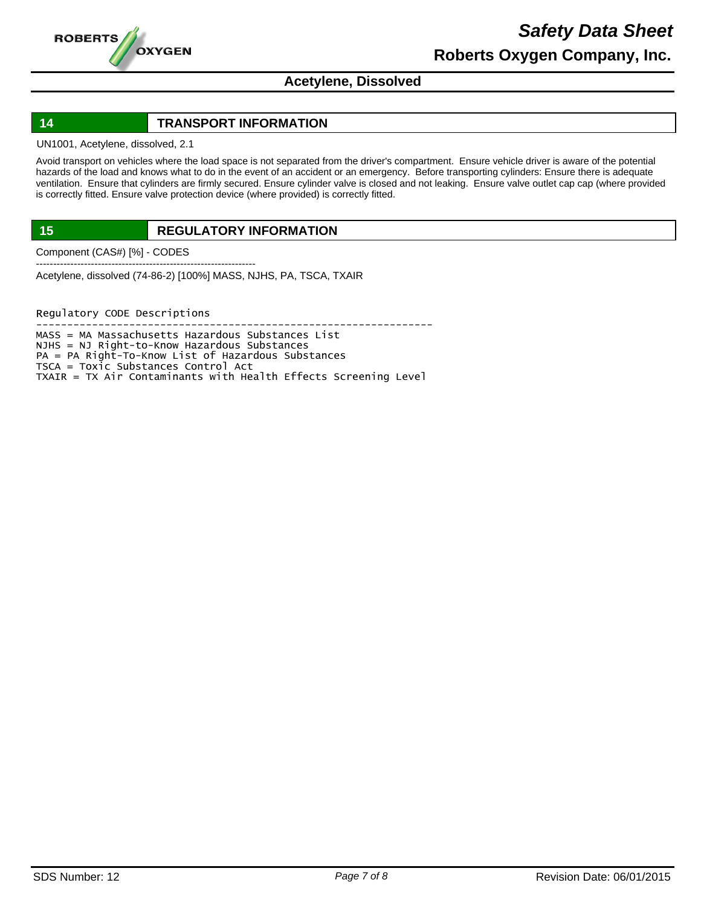## 14 TRANSPORT INFORMATION

UN1001, Acetylene, dissolved, 2.1

Avoid transport on vehicles where the load space is not separated from the driver's compartment. Ensure vehicle driver is aware of the potential hazards of the load and knows what to do in the event of an accident or an emergency. Before transporting cylinders: Ensure there is adequate ventilation. Ensure that cylinders are firmly secured. Ensure cylinder valve is closed and not leaking. Ensure valve outlet cap cap (where provided is correctly fitted. Ensure valve protection device (where provided) is correctly fitted.

## 15 REGULATORY INFORMATION

Component (CAS#) [%] - CODES

----------------------------------------------------------------

Acetylene, dissolved (74-86-2) [100%] MASS, NJHS, PA, TSCA, TXAIR

```
Regulatory CODE Descriptions
----------------------------------------------------------------
MASS = MA Massachusetts Hazardous Substances List
NJHS = NJ Right-to-Know Hazardous Substances
PA = PA Right-To-Know List of Hazardous Substances
TSCA = Toxic Substances Control Act
TXAIR = TX Air Contaminants with Health Effects Screening Level
```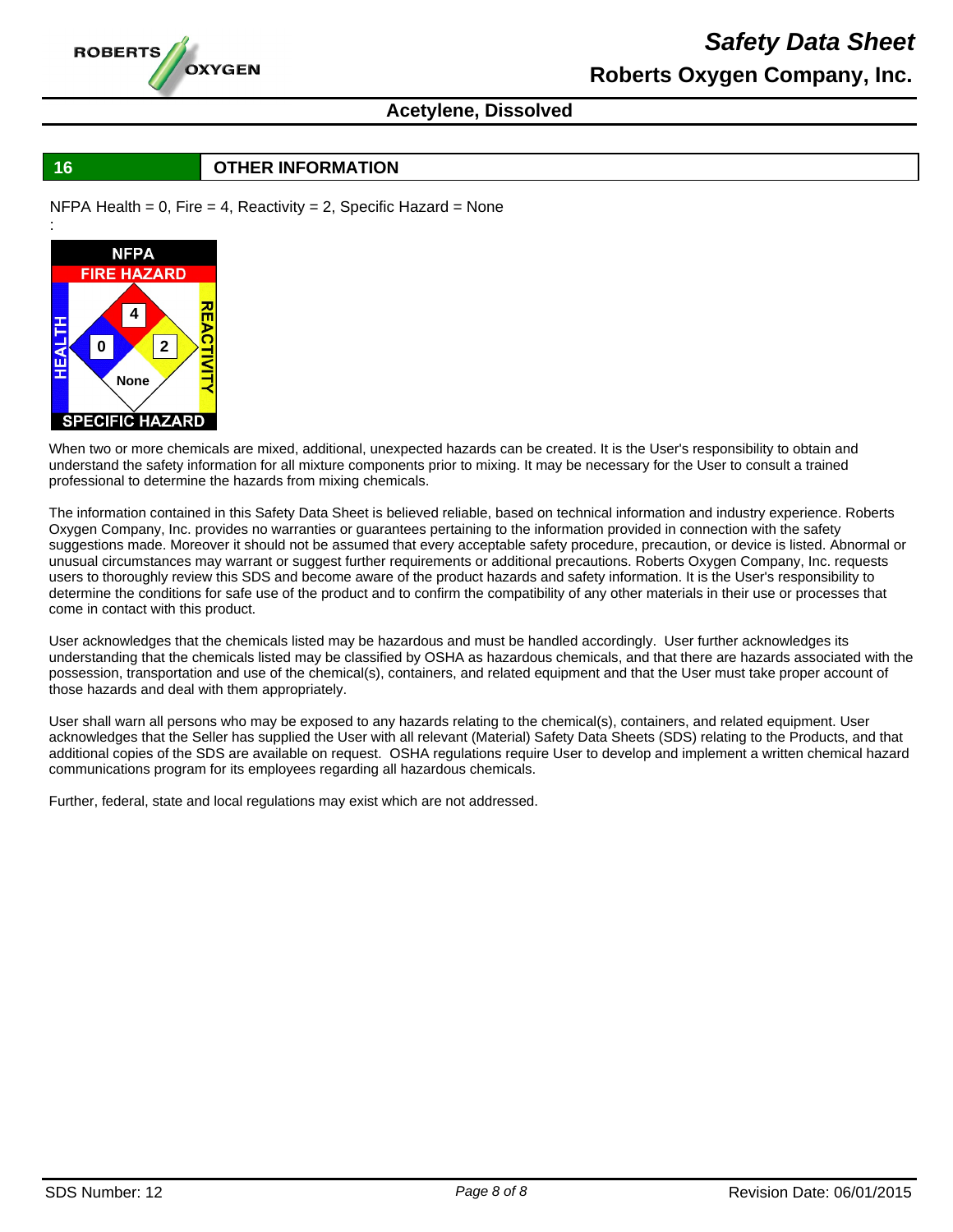# Safety Data Sheet

## Roberts Oxygen Company, Inc.

### Acetylene, Dissolved

## 16 OTHER INFORMATION

NFPA Health = 0, Fire = 4, Reactivity = 2, Specific Hazard = None

:

NFPA
FIRE HAZARD
4
HEALTH
0
REACTIVITY
2
None
SPECIFIC HAZARD

When two or more chemicals are mixed, additional, unexpected hazards can be created. It is the User's responsibility to obtain and understand the safety information for all mixture components prior to mixing. It may be necessary for the User to consult a trained professional to determine the hazards from mixing chemicals.

The information contained in this Safety Data Sheet is believed reliable, based on technical information and industry experience. Roberts Oxygen Company, Inc. provides no warranties or guarantees pertaining to the information provided in connection with the safety suggestions made. Moreover it should not be assumed that every acceptable safety procedure, precaution, or device is listed. Abnormal or unusual circumstances may warrant or suggest further requirements or additional precautions. Roberts Oxygen Company, Inc. requests users to thoroughly review this SDS and become aware of the product hazards and safety information. It is the User's responsibility to determine the conditions for safe use of the product and to confirm the compatibility of any other materials in their use or processes that come in contact with this product.

User acknowledges that the chemicals listed may be hazardous and must be handled accordingly. User further acknowledges its understanding that the chemicals listed may be classified by OSHA as hazardous chemicals, and that there are hazards associated with the possession, transportation and use of the chemical(s), containers, and related equipment and that the User must take proper account of those hazards and deal with them appropriately.

User shall warn all persons who may be exposed to any hazards relating to the chemical(s), containers, and related equipment. User acknowledges that the Seller has supplied the User with all relevant (Material) Safety Data Sheets (SDS) relating to the Products, and that additional copies of the SDS are available on request. OSHA regulations require User to develop and implement a written chemical hazard communications program for its employees regarding all hazardous chemicals.

Further, federal, state and local regulations may exist which are not addressed.

SDS Number: 12 Revision Date: 06/01/2015